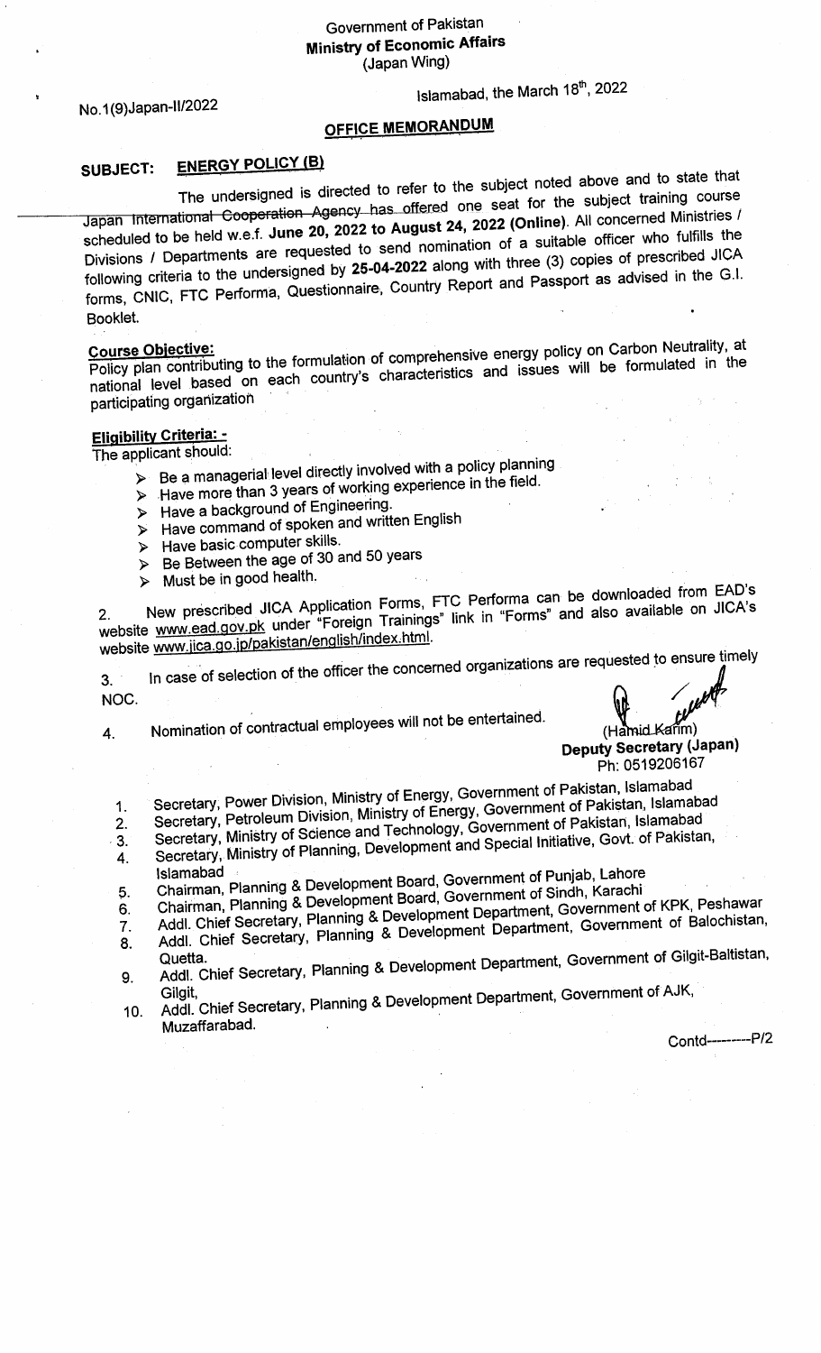Government of Pakistan
**Ministry of Economic Affairs**
(Japan Wing)

No.1(9)Japan-II/2022

Islamabad, the March 18th, 2022

## OFFICE MEMORANDUM

**SUBJECT: ENERGY POLICY (B)**

The undersigned is directed to refer to the subject noted above and to state that Japan International Cooperation Agency has offered one seat for the subject training course scheduled to be held w.e.f. **June 20, 2022 to August 24, 2022 (Online)**. All concerned Ministries / Divisions / Departments are requested to send nomination of a suitable officer who fulfills the following criteria to the undersigned by **25-04-2022** along with three (3) copies of prescribed JICA forms, CNIC, FTC Performa, Questionnaire, Country Report and Passport as advised in the G.I. Booklet.

**Course Objective:**
Policy plan contributing to the formulation of comprehensive energy policy on Carbon Neutrality, at national level based on each country's characteristics and issues will be formulated in the participating organization

**Eligibility Criteria: -**
The applicant should:

- Be a managerial level directly involved with a policy planning
- Have more than 3 years of working experience in the field.
- Have a background of Engineering.
- Have command of spoken and written English
- Have basic computer skills.
- Be Between the age of 30 and 50 years
- Must be in good health.

2. New prescribed JICA Application Forms, FTC Performa can be downloaded from EAD's website www.ead.gov.pk under "Foreign Trainings" link in "Forms" and also available on JICA's website www.jica.go.jp/pakistan/english/index.html.

3. In case of selection of the officer the concerned organizations are requested to ensure timely NOC.

4. Nomination of contractual employees will not be entertained.

(Hamid Karim)
**Deputy Secretary (Japan)**
Ph: 0519206167

1. Secretary, Power Division, Ministry of Energy, Government of Pakistan, Islamabad
2. Secretary, Petroleum Division, Ministry of Energy, Government of Pakistan, Islamabad
3. Secretary, Ministry of Science and Technology, Government of Pakistan, Islamabad
4. Secretary, Ministry of Planning, Development and Special Initiative, Govt. of Pakistan, Islamabad
5. Chairman, Planning & Development Board, Government of Punjab, Lahore
6. Chairman, Planning & Development Board, Government of Sindh, Karachi
7. Addl. Chief Secretary, Planning & Development Department, Government of KPK, Peshawar
8. Addl. Chief Secretary, Planning & Development Department, Government of Balochistan, Quetta.
9. Addl. Chief Secretary, Planning & Development Department, Government of Gilgit-Baltistan, Gilgit,
10. Addl. Chief Secretary, Planning & Development Department, Government of AJK, Muzaffarabad.

Contd---------P/2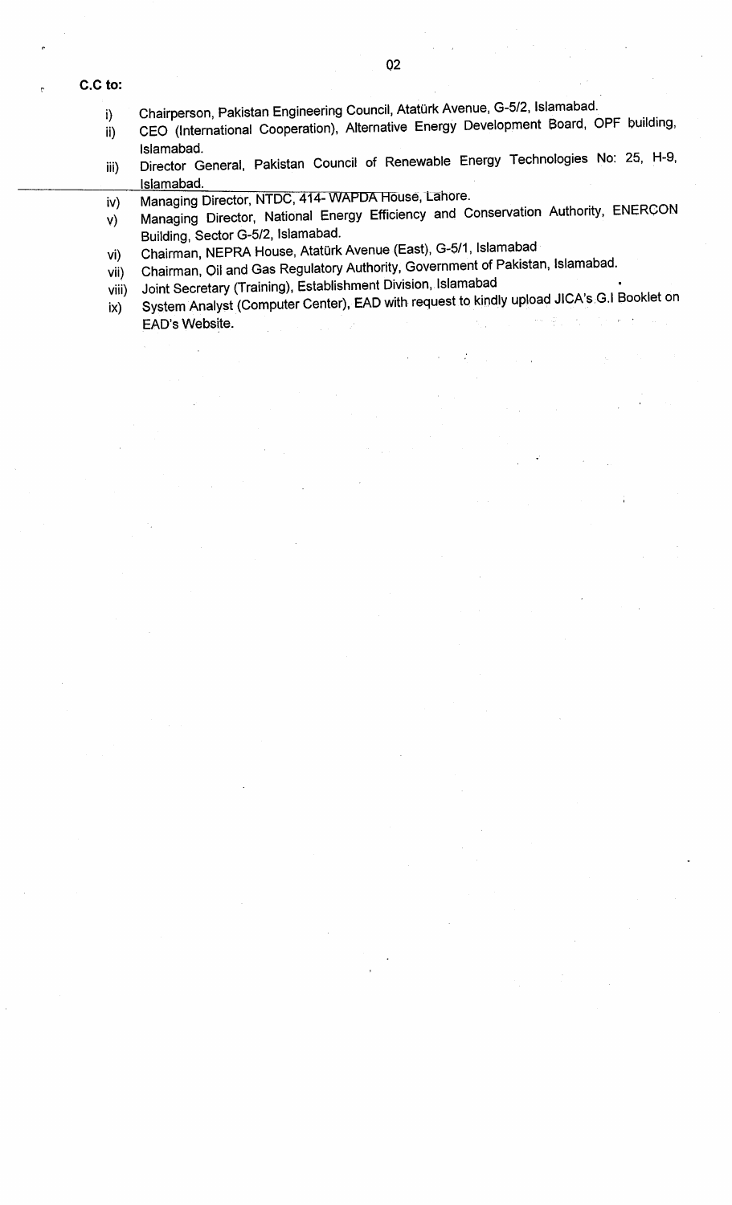**C.C to:**

i) Chairperson, Pakistan Engineering Council, Atatürk Avenue, G-5/2, Islamabad.
ii) CEO (International Cooperation), Alternative Energy Development Board, OPF building, Islamabad.
iii) Director General, Pakistan Council of Renewable Energy Technologies No: 25, H-9, Islamabad.
iv) Managing Director, NTDC, 414- WAPDA House, Lahore.
v) Managing Director, National Energy Efficiency and Conservation Authority, ENERCON Building, Sector G-5/2, Islamabad.
vi) Chairman, NEPRA House, Atatürk Avenue (East), G-5/1, Islamabad
vii) Chairman, Oil and Gas Regulatory Authority, Government of Pakistan, Islamabad.
viii) Joint Secretary (Training), Establishment Division, Islamabad
ix) System Analyst (Computer Center), EAD with request to kindly upload JICA's G.I Booklet on EAD's Website.